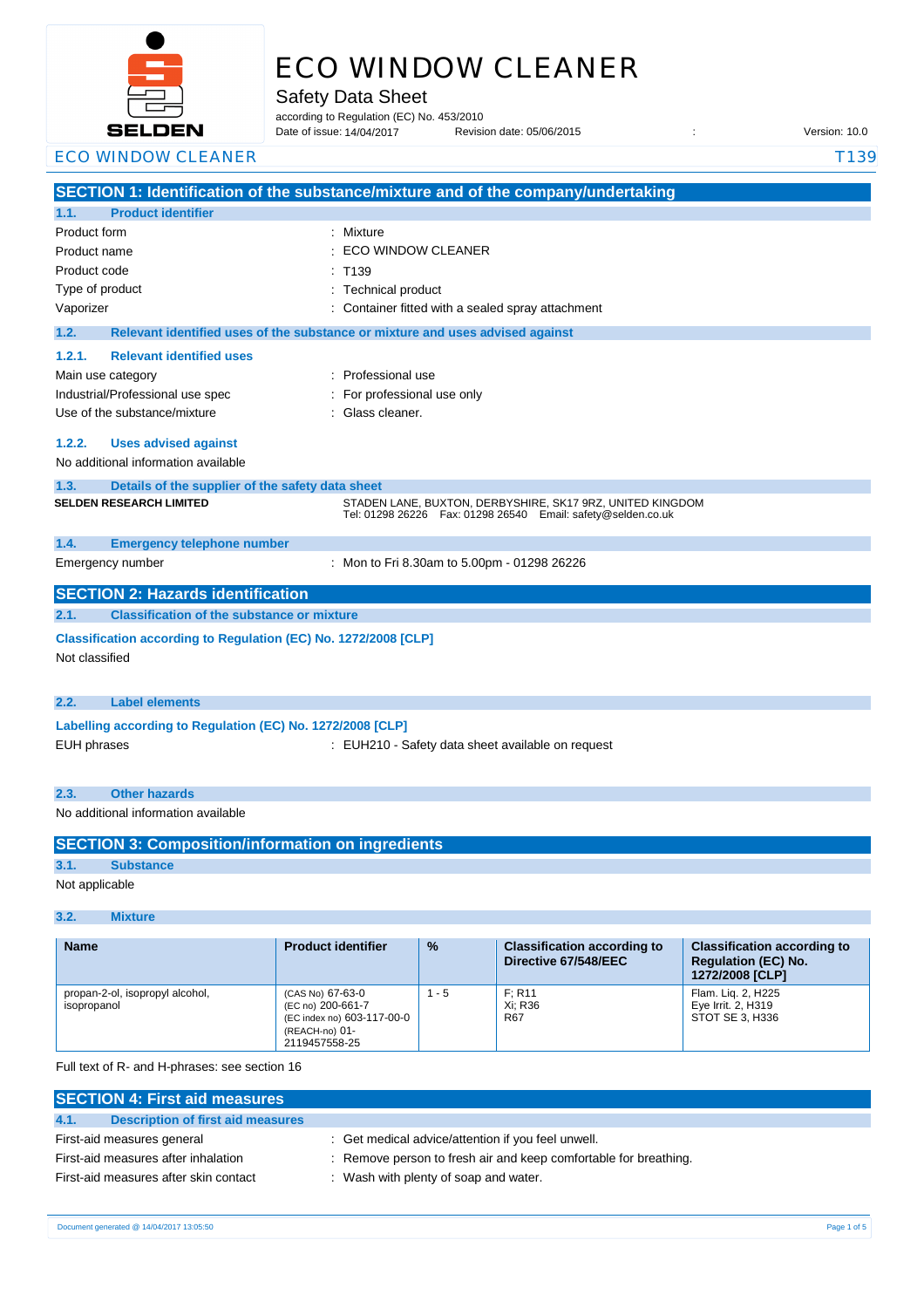# ECO WINDOW CLEANER

## Safety Data Sheet

according to Regulation (EC) No. 453/2010
Date of issue: 14/04/2017   Revision date: 05/06/2015   :   Version: 10.0

ECO WINDOW CLEANER   T139

## SECTION 1: Identification of the substance/mixture and of the company/undertaking

### 1.1. Product identifier

Product form : Mixture
Product name : ECO WINDOW CLEANER
Product code : T139
Type of product : Technical product
Vaporizer : Container fitted with a sealed spray attachment

### 1.2. Relevant identified uses of the substance or mixture and uses advised against

#### 1.2.1. Relevant identified uses

Main use category : Professional use
Industrial/Professional use spec : For professional use only
Use of the substance/mixture : Glass cleaner.

#### 1.2.2. Uses advised against

No additional information available

### 1.3. Details of the supplier of the safety data sheet

**SELDEN RESEARCH LIMITED**
STADEN LANE, BUXTON, DERBYSHIRE, SK17 9RZ, UNITED KINGDOM
Tel: 01298 26226   Fax: 01298 26540   Email: safety@selden.co.uk

### 1.4. Emergency telephone number

Emergency number : Mon to Fri 8.30am to 5.00pm - 01298 26226

## SECTION 2: Hazards identification

### 2.1. Classification of the substance or mixture

**Classification according to Regulation (EC) No. 1272/2008 [CLP]**

Not classified

### 2.2. Label elements

**Labelling according to Regulation (EC) No. 1272/2008 [CLP]**

EUH phrases : EUH210 - Safety data sheet available on request

### 2.3. Other hazards

No additional information available

## SECTION 3: Composition/information on ingredients

### 3.1. Substance

Not applicable

### 3.2. Mixture

| Name | Product identifier | % | Classification according to Directive 67/548/EEC | Classification according to Regulation (EC) No. 1272/2008 [CLP] |
|---|---|---|---|---|
| propan-2-ol, isopropyl alcohol, isopropanol | (CAS No) 67-63-0<br>(EC no) 200-661-7<br>(EC index no) 603-117-00-0<br>(REACH-no) 01-2119457558-25 | 1 - 5 | F; R11<br>Xi; R36<br>R67 | Flam. Liq. 2, H225<br>Eye Irrit. 2, H319<br>STOT SE 3, H336 |

Full text of R- and H-phrases: see section 16

## SECTION 4: First aid measures

### 4.1. Description of first aid measures

First-aid measures general : Get medical advice/attention if you feel unwell.
First-aid measures after inhalation : Remove person to fresh air and keep comfortable for breathing.
First-aid measures after skin contact : Wash with plenty of soap and water.

Document generated @ 14/04/2017 13:05:50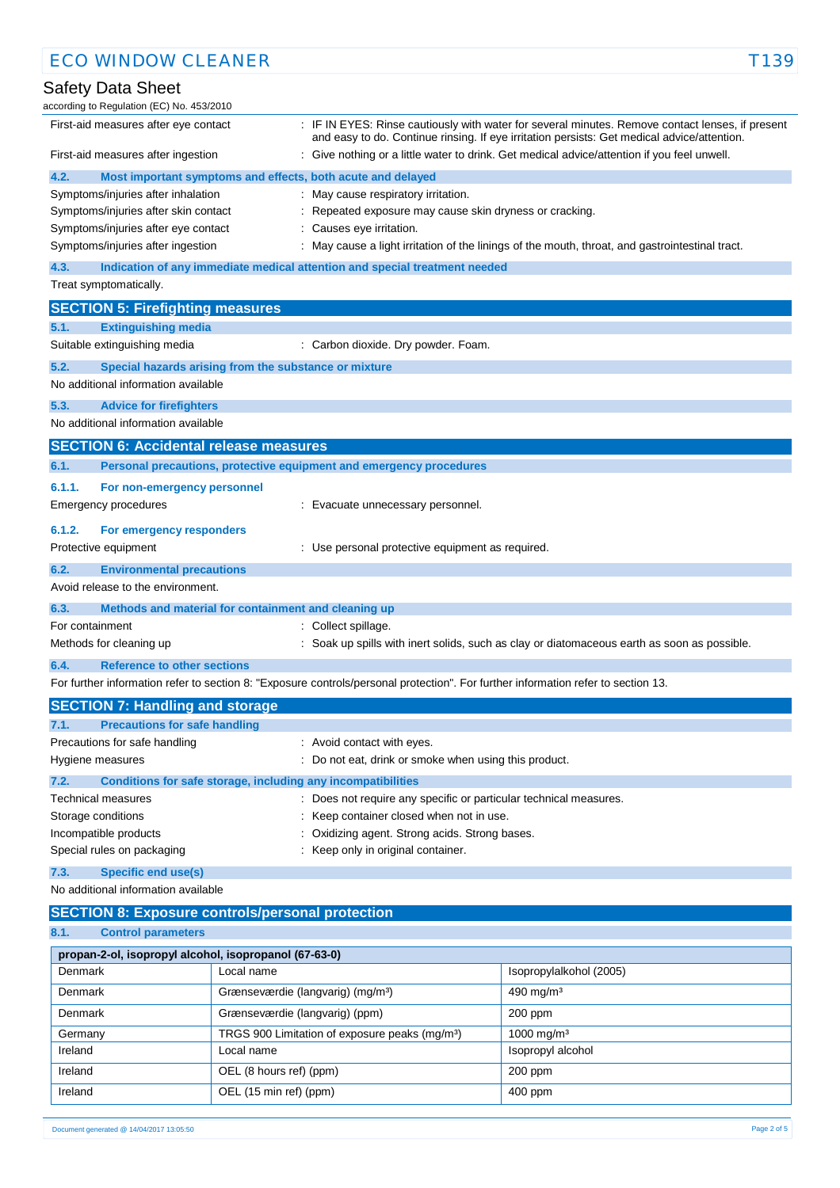| | |
|---|---|
| First-aid measures after eye contact | : IF IN EYES: Rinse cautiously with water for several minutes. Remove contact lenses, if present and easy to do. Continue rinsing. If eye irritation persists: Get medical advice/attention. |
| First-aid measures after ingestion | : Give nothing or a little water to drink. Get medical advice/attention if you feel unwell. |

### 4.2. Most important symptoms and effects, both acute and delayed

| | |
|---|---|
| Symptoms/injuries after inhalation | : May cause respiratory irritation. |
| Symptoms/injuries after skin contact | : Repeated exposure may cause skin dryness or cracking. |
| Symptoms/injuries after eye contact | : Causes eye irritation. |
| Symptoms/injuries after ingestion | : May cause a light irritation of the linings of the mouth, throat, and gastrointestinal tract. |

### 4.3. Indication of any immediate medical attention and special treatment needed

Treat symptomatically.

## SECTION 5: Firefighting measures

### 5.1. Extinguishing media

| | |
|---|---|
| Suitable extinguishing media | : Carbon dioxide. Dry powder. Foam. |

### 5.2. Special hazards arising from the substance or mixture

No additional information available

### 5.3. Advice for firefighters

No additional information available

## SECTION 6: Accidental release measures

### 6.1. Personal precautions, protective equipment and emergency procedures

#### 6.1.1. For non-emergency personnel

| | |
|---|---|
| Emergency procedures | : Evacuate unnecessary personnel. |

#### 6.1.2. For emergency responders

| | |
|---|---|
| Protective equipment | : Use personal protective equipment as required. |

### 6.2. Environmental precautions

Avoid release to the environment.

### 6.3. Methods and material for containment and cleaning up

| | |
|---|---|
| For containment | : Collect spillage. |
| Methods for cleaning up | : Soak up spills with inert solids, such as clay or diatomaceous earth as soon as possible. |

### 6.4. Reference to other sections

For further information refer to section 8: "Exposure controls/personal protection". For further information refer to section 13.

## SECTION 7: Handling and storage

### 7.1. Precautions for safe handling

| | |
|---|---|
| Precautions for safe handling | : Avoid contact with eyes. |
| Hygiene measures | : Do not eat, drink or smoke when using this product. |

### 7.2. Conditions for safe storage, including any incompatibilities

| | |
|---|---|
| Technical measures | : Does not require any specific or particular technical measures. |
| Storage conditions | : Keep container closed when not in use. |
| Incompatible products | : Oxidizing agent. Strong acids. Strong bases. |
| Special rules on packaging | : Keep only in original container. |

### 7.3. Specific end use(s)

No additional information available

## SECTION 8: Exposure controls/personal protection

### 8.1. Control parameters

| propan-2-ol, isopropyl alcohol, isopropanol (67-63-0) | | |
|---|---|---|
| Denmark | Local name | Isopropylalkohol (2005) |
| Denmark | Grænseværdie (langvarig) (mg/m³) | 490 mg/m³ |
| Denmark | Grænseværdie (langvarig) (ppm) | 200 ppm |
| Germany | TRGS 900 Limitation of exposure peaks (mg/m³) | 1000 mg/m³ |
| Ireland | Local name | Isopropyl alcohol |
| Ireland | OEL (8 hours ref) (ppm) | 200 ppm |
| Ireland | OEL (15 min ref) (ppm) | 400 ppm |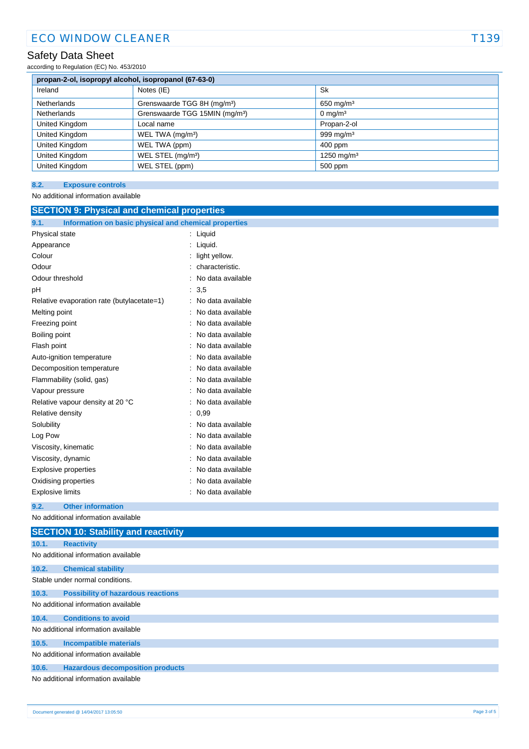| propan-2-ol, isopropyl alcohol, isopropanol (67-63-0) | | |
|---|---|---|
| Ireland | Notes (IE) | Sk |
| Netherlands | Grenswaarde TGG 8H (mg/m³) | 650 mg/m³ |
| Netherlands | Grenswaarde TGG 15MIN (mg/m³) | 0 mg/m³ |
| United Kingdom | Local name | Propan-2-ol |
| United Kingdom | WEL TWA (mg/m³) | 999 mg/m³ |
| United Kingdom | WEL TWA (ppm) | 400 ppm |
| United Kingdom | WEL STEL (mg/m³) | 1250 mg/m³ |
| United Kingdom | WEL STEL (ppm) | 500 ppm |

### 8.2. Exposure controls

No additional information available

## SECTION 9: Physical and chemical properties

### 9.1. Information on basic physical and chemical properties

| | |
|---|---|
| Physical state | : Liquid |
| Appearance | : Liquid. |
| Colour | : light yellow. |
| Odour | : characteristic. |
| Odour threshold | : No data available |
| pH | : 3,5 |
| Relative evaporation rate (butylacetate=1) | : No data available |
| Melting point | : No data available |
| Freezing point | : No data available |
| Boiling point | : No data available |
| Flash point | : No data available |
| Auto-ignition temperature | : No data available |
| Decomposition temperature | : No data available |
| Flammability (solid, gas) | : No data available |
| Vapour pressure | : No data available |
| Relative vapour density at 20 °C | : No data available |
| Relative density | : 0,99 |
| Solubility | : No data available |
| Log Pow | : No data available |
| Viscosity, kinematic | : No data available |
| Viscosity, dynamic | : No data available |
| Explosive properties | : No data available |
| Oxidising properties | : No data available |
| Explosive limits | : No data available |

### 9.2. Other information

No additional information available

## SECTION 10: Stability and reactivity

### 10.1. Reactivity

No additional information available

### 10.2. Chemical stability

Stable under normal conditions.

### 10.3. Possibility of hazardous reactions

No additional information available

### 10.4. Conditions to avoid

No additional information available

### 10.5. Incompatible materials

No additional information available

### 10.6. Hazardous decomposition products

No additional information available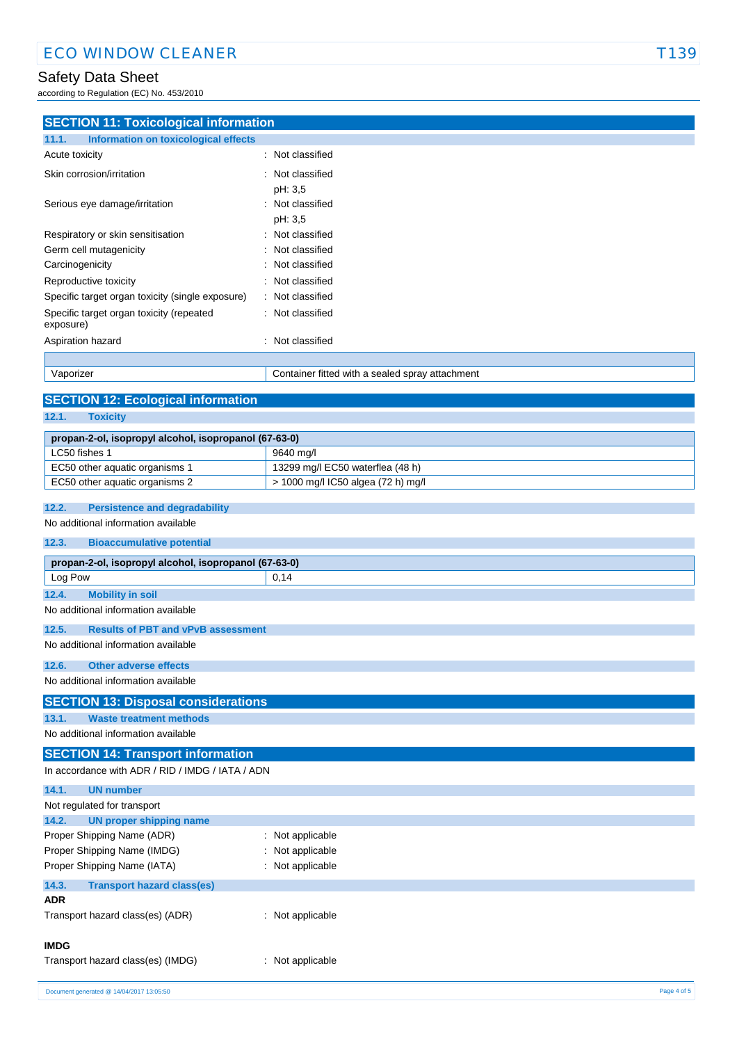## SECTION 11: Toxicological information

### 11.1. Information on toxicological effects

| | |
|---|---|
| Acute toxicity | : Not classified |
| Skin corrosion/irritation | : Not classified<br>pH: 3,5 |
| Serious eye damage/irritation | : Not classified<br>pH: 3,5 |
| Respiratory or skin sensitisation | : Not classified |
| Germ cell mutagenicity | : Not classified |
| Carcinogenicity | : Not classified |
| Reproductive toxicity | : Not classified |
| Specific target organ toxicity (single exposure) | : Not classified |
| Specific target organ toxicity (repeated exposure) | : Not classified |
| Aspiration hazard | : Not classified |

| | |
|---|---|
| Vaporizer | Container fitted with a sealed spray attachment |

## SECTION 12: Ecological information

### 12.1. Toxicity

| propan-2-ol, isopropyl alcohol, isopropanol (67-63-0) | |
|---|---|
| LC50 fishes 1 | 9640 mg/l |
| EC50 other aquatic organisms 1 | 13299 mg/l EC50 waterflea (48 h) |
| EC50 other aquatic organisms 2 | > 1000 mg/l IC50 algea (72 h) mg/l |

### 12.2. Persistence and degradability

No additional information available

### 12.3. Bioaccumulative potential

| propan-2-ol, isopropyl alcohol, isopropanol (67-63-0) | |
|---|---|
| Log Pow | 0,14 |

### 12.4. Mobility in soil

No additional information available

### 12.5. Results of PBT and vPvB assessment

No additional information available

### 12.6. Other adverse effects

No additional information available

## SECTION 13: Disposal considerations

### 13.1. Waste treatment methods

No additional information available

## SECTION 14: Transport information

In accordance with ADR / RID / IMDG / IATA / ADN

### 14.1. UN number

Not regulated for transport

### 14.2. UN proper shipping name

| | |
|---|---|
| Proper Shipping Name (ADR) | : Not applicable |
| Proper Shipping Name (IMDG) | : Not applicable |
| Proper Shipping Name (IATA) | : Not applicable |

### 14.3. Transport hazard class(es)

**ADR**

Transport hazard class(es) (ADR) : Not applicable

**IMDG**

Transport hazard class(es) (IMDG) : Not applicable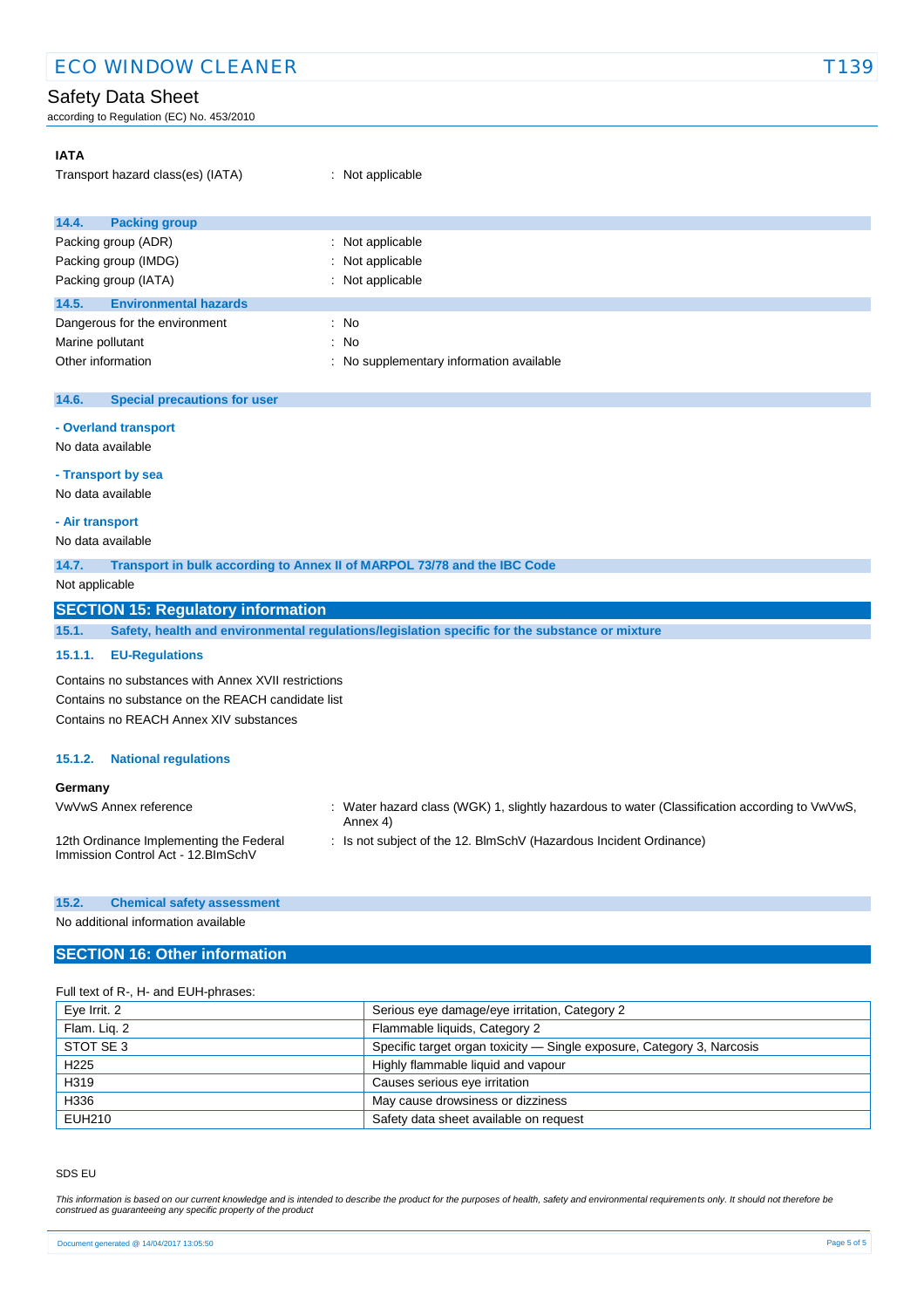**IATA**

Transport hazard class(es) (IATA) : Not applicable

### 14.4. Packing group

Packing group (ADR) : Not applicable

Packing group (IMDG) : Not applicable

Packing group (IATA) : Not applicable

### 14.5. Environmental hazards

Dangerous for the environment : No

Marine pollutant : No

Other information : No supplementary information available

### 14.6. Special precautions for user

**- Overland transport**

No data available

**- Transport by sea**

No data available

**- Air transport**

No data available

### 14.7. Transport in bulk according to Annex II of MARPOL 73/78 and the IBC Code

Not applicable

## SECTION 15: Regulatory information

### 15.1. Safety, health and environmental regulations/legislation specific for the substance or mixture

#### 15.1.1. EU-Regulations

Contains no substances with Annex XVII restrictions

Contains no substance on the REACH candidate list

Contains no REACH Annex XIV substances

#### 15.1.2. National regulations

**Germany**

VwVwS Annex reference : Water hazard class (WGK) 1, slightly hazardous to water (Classification according to VwVwS, Annex 4)

12th Ordinance Implementing the Federal Immission Control Act - 12.BImSchV : Is not subject of the 12. BlmSchV (Hazardous Incident Ordinance)

### 15.2. Chemical safety assessment

No additional information available

## SECTION 16: Other information

Full text of R-, H- and EUH-phrases:

| | |
|---|---|
| Eye Irrit. 2 | Serious eye damage/eye irritation, Category 2 |
| Flam. Liq. 2 | Flammable liquids, Category 2 |
| STOT SE 3 | Specific target organ toxicity — Single exposure, Category 3, Narcosis |
| H225 | Highly flammable liquid and vapour |
| H319 | Causes serious eye irritation |
| H336 | May cause drowsiness or dizziness |
| EUH210 | Safety data sheet available on request |

SDS EU

*This information is based on our current knowledge and is intended to describe the product for the purposes of health, safety and environmental requirements only. It should not therefore be construed as guaranteeing any specific property of the product*